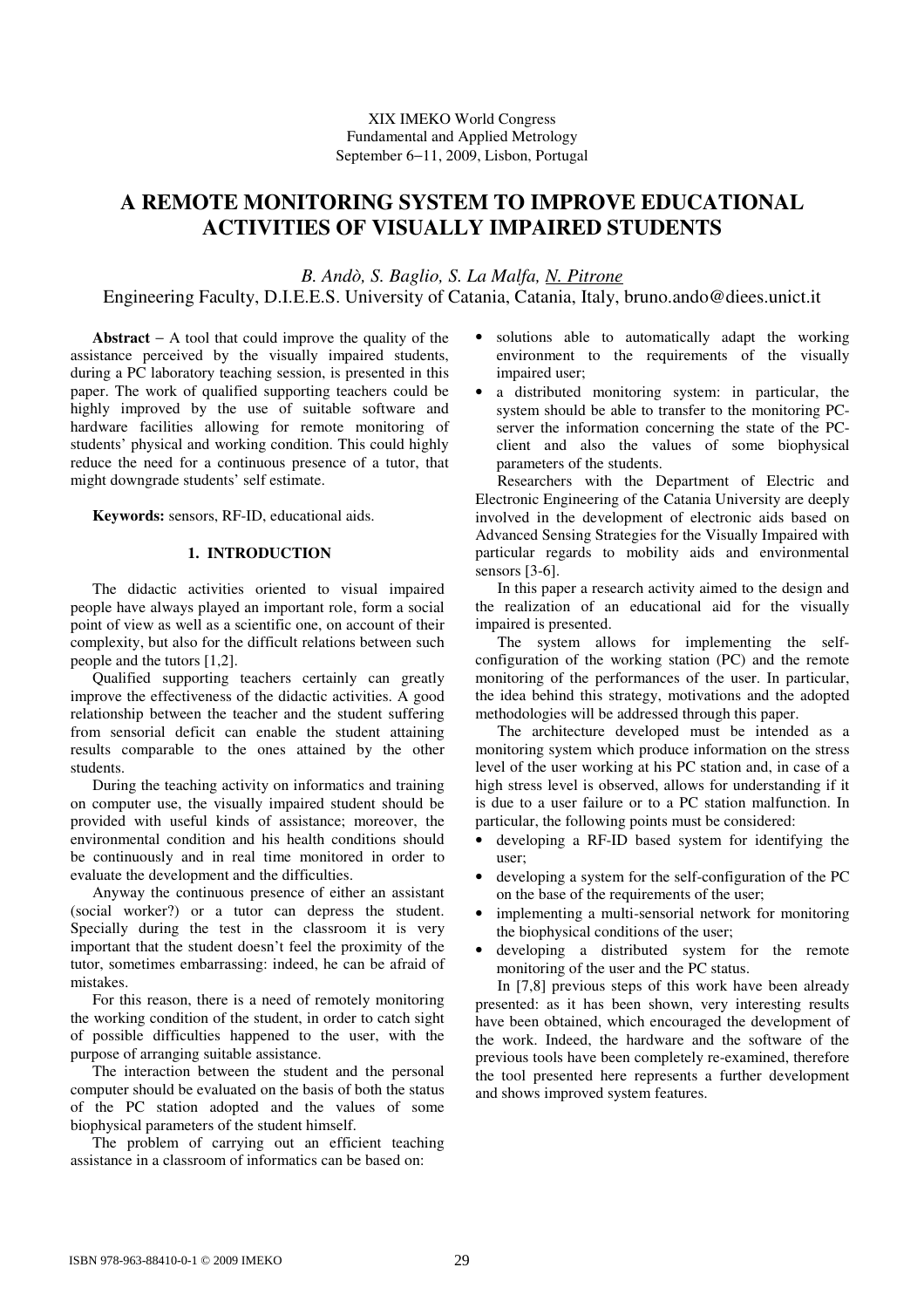XIX IMEKO World Congress
Fundamental and Applied Metrology
September 6−11, 2009, Lisbon, Portugal

# A REMOTE MONITORING SYSTEM TO IMPROVE EDUCATIONAL ACTIVITIES OF VISUALLY IMPAIRED STUDENTS

*B. Andò, S. Baglio, S. La Malfa, N. Pitrone*

Engineering Faculty, D.I.E.E.S. University of Catania, Catania, Italy, bruno.ando@diees.unict.it

**Abstract** − A tool that could improve the quality of the assistance perceived by the visually impaired students, during a PC laboratory teaching session, is presented in this paper. The work of qualified supporting teachers could be highly improved by the use of suitable software and hardware facilities allowing for remote monitoring of students' physical and working condition. This could highly reduce the need for a continuous presence of a tutor, that might downgrade students' self estimate.

**Keywords:** sensors, RF-ID, educational aids.

## 1. INTRODUCTION

The didactic activities oriented to visual impaired people have always played an important role, form a social point of view as well as a scientific one, on account of their complexity, but also for the difficult relations between such people and the tutors [1,2].

Qualified supporting teachers certainly can greatly improve the effectiveness of the didactic activities. A good relationship between the teacher and the student suffering from sensorial deficit can enable the student attaining results comparable to the ones attained by the other students.

During the teaching activity on informatics and training on computer use, the visually impaired student should be provided with useful kinds of assistance; moreover, the environmental condition and his health conditions should be continuously and in real time monitored in order to evaluate the development and the difficulties.

Anyway the continuous presence of either an assistant (social worker?) or a tutor can depress the student. Specially during the test in the classroom it is very important that the student doesn't feel the proximity of the tutor, sometimes embarrassing: indeed, he can be afraid of mistakes.

For this reason, there is a need of remotely monitoring the working condition of the student, in order to catch sight of possible difficulties happened to the user, with the purpose of arranging suitable assistance.

The interaction between the student and the personal computer should be evaluated on the basis of both the status of the PC station adopted and the values of some biophysical parameters of the student himself.

The problem of carrying out an efficient teaching assistance in a classroom of informatics can be based on:

- solutions able to automatically adapt the working environment to the requirements of the visually impaired user;
- a distributed monitoring system: in particular, the system should be able to transfer to the monitoring PC-server the information concerning the state of the PC-client and also the values of some biophysical parameters of the students.

Researchers with the Department of Electric and Electronic Engineering of the Catania University are deeply involved in the development of electronic aids based on Advanced Sensing Strategies for the Visually Impaired with particular regards to mobility aids and environmental sensors [3-6].

In this paper a research activity aimed to the design and the realization of an educational aid for the visually impaired is presented.

The system allows for implementing the self-configuration of the working station (PC) and the remote monitoring of the performances of the user. In particular, the idea behind this strategy, motivations and the adopted methodologies will be addressed through this paper.

The architecture developed must be intended as a monitoring system which produce information on the stress level of the user working at his PC station and, in case of a high stress level is observed, allows for understanding if it is due to a user failure or to a PC station malfunction. In particular, the following points must be considered:

- developing a RF-ID based system for identifying the user;
- developing a system for the self-configuration of the PC on the base of the requirements of the user;
- implementing a multi-sensorial network for monitoring the biophysical conditions of the user;
- developing a distributed system for the remote monitoring of the user and the PC status.

In [7,8] previous steps of this work have been already presented: as it has been shown, very interesting results have been obtained, which encouraged the development of the work. Indeed, the hardware and the software of the previous tools have been completely re-examined, therefore the tool presented here represents a further development and shows improved system features.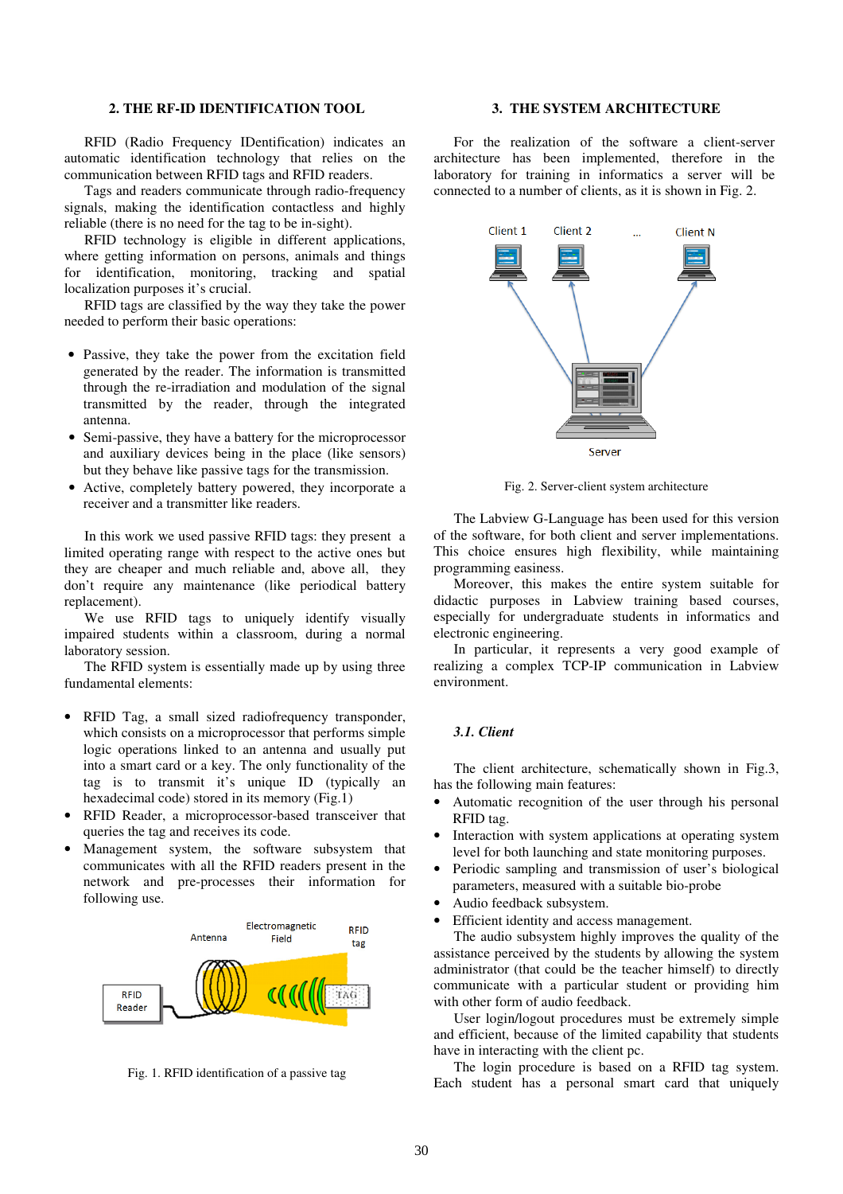## 2. THE RF-ID IDENTIFICATION TOOL

RFID (Radio Frequency IDentification) indicates an automatic identification technology that relies on the communication between RFID tags and RFID readers.

Tags and readers communicate through radio-frequency signals, making the identification contactless and highly reliable (there is no need for the tag to be in-sight).

RFID technology is eligible in different applications, where getting information on persons, animals and things for identification, monitoring, tracking and spatial localization purposes it's crucial.

RFID tags are classified by the way they take the power needed to perform their basic operations:

- Passive, they take the power from the excitation field generated by the reader. The information is transmitted through the re-irradiation and modulation of the signal transmitted by the reader, through the integrated antenna.
- Semi-passive, they have a battery for the microprocessor and auxiliary devices being in the place (like sensors) but they behave like passive tags for the transmission.
- Active, completely battery powered, they incorporate a receiver and a transmitter like readers.

In this work we used passive RFID tags: they present a limited operating range with respect to the active ones but they are cheaper and much reliable and, above all, they don't require any maintenance (like periodical battery replacement).

We use RFID tags to uniquely identify visually impaired students within a classroom, during a normal laboratory session.

The RFID system is essentially made up by using three fundamental elements:

- RFID Tag, a small sized radiofrequency transponder, which consists on a microprocessor that performs simple logic operations linked to an antenna and usually put into a smart card or a key. The only functionality of the tag is to transmit it's unique ID (typically an hexadecimal code) stored in its memory (Fig.1)
- RFID Reader, a microprocessor-based transceiver that queries the tag and receives its code.
- Management system, the software subsystem that communicates with all the RFID readers present in the network and pre-processes their information for following use.

Fig. 1. RFID identification of a passive tag

## 3. THE SYSTEM ARCHITECTURE

For the realization of the software a client-server architecture has been implemented, therefore in the laboratory for training in informatics a server will be connected to a number of clients, as it is shown in Fig. 2.

Fig. 2. Server-client system architecture

The Labview G-Language has been used for this version of the software, for both client and server implementations. This choice ensures high flexibility, while maintaining programming easiness.

Moreover, this makes the entire system suitable for didactic purposes in Labview training based courses, especially for undergraduate students in informatics and electronic engineering.

In particular, it represents a very good example of realizing a complex TCP-IP communication in Labview environment.

### 3.1. Client

The client architecture, schematically shown in Fig.3, has the following main features:

- Automatic recognition of the user through his personal RFID tag.
- Interaction with system applications at operating system level for both launching and state monitoring purposes.
- Periodic sampling and transmission of user's biological parameters, measured with a suitable bio-probe
- Audio feedback subsystem.
- Efficient identity and access management.

The audio subsystem highly improves the quality of the assistance perceived by the students by allowing the system administrator (that could be the teacher himself) to directly communicate with a particular student or providing him with other form of audio feedback.

User login/logout procedures must be extremely simple and efficient, because of the limited capability that students have in interacting with the client pc.

The login procedure is based on a RFID tag system. Each student has a personal smart card that uniquely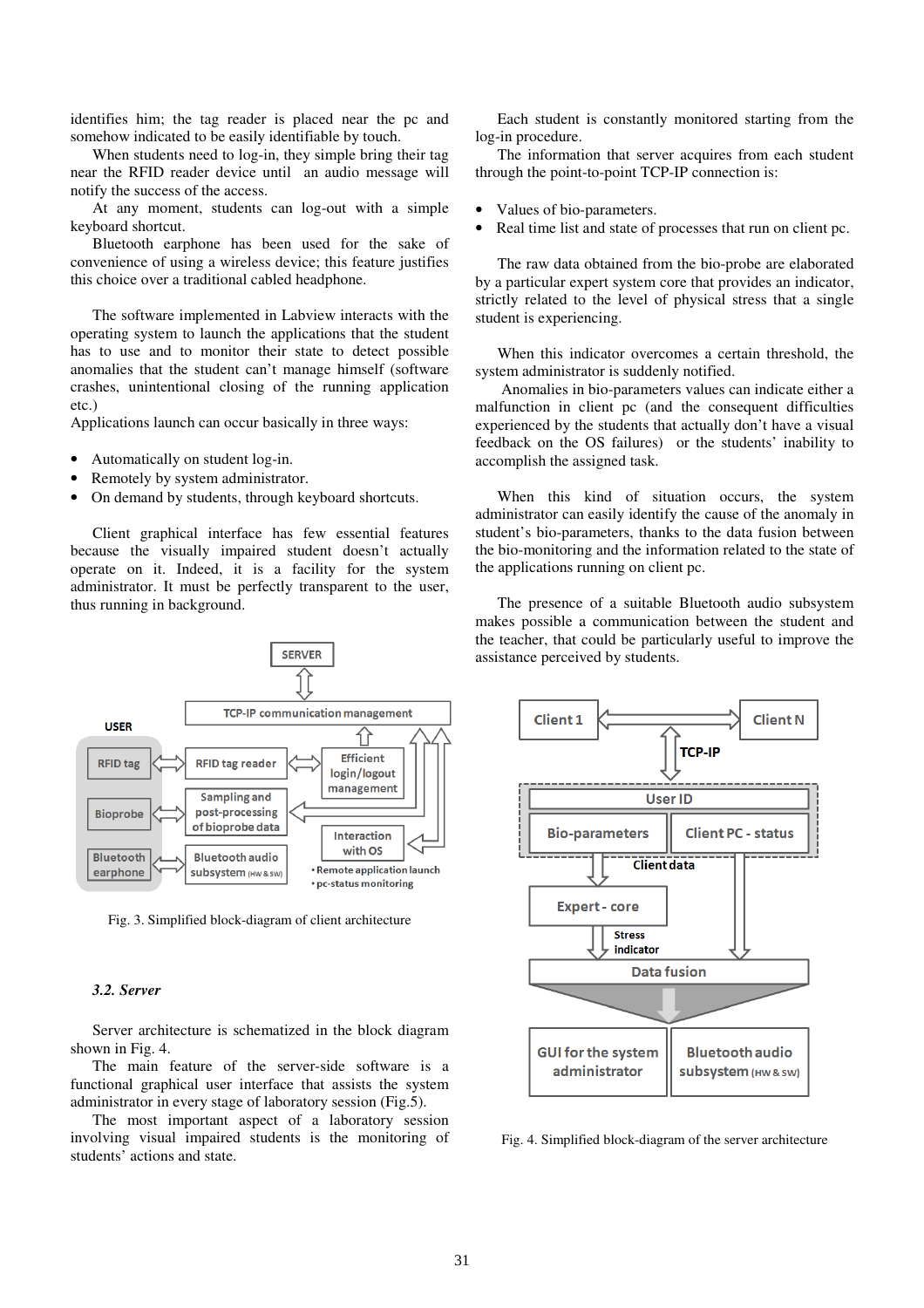identifies him; the tag reader is placed near the pc and somehow indicated to be easily identifiable by touch.

When students need to log-in, they simple bring their tag near the RFID reader device until an audio message will notify the success of the access.

At any moment, students can log-out with a simple keyboard shortcut.

Bluetooth earphone has been used for the sake of convenience of using a wireless device; this feature justifies this choice over a traditional cabled headphone.

The software implemented in Labview interacts with the operating system to launch the applications that the student has to use and to monitor their state to detect possible anomalies that the student can't manage himself (software crashes, unintentional closing of the running application etc.)

Applications launch can occur basically in three ways:

- Automatically on student log-in.
- Remotely by system administrator.
- On demand by students, through keyboard shortcuts.

Client graphical interface has few essential features because the visually impaired student doesn't actually operate on it. Indeed, it is a facility for the system administrator. It must be perfectly transparent to the user, thus running in background.

Fig. 3. Simplified block-diagram of client architecture

### 3.2. Server

Server architecture is schematized in the block diagram shown in Fig. 4.

The main feature of the server-side software is a functional graphical user interface that assists the system administrator in every stage of laboratory session (Fig.5).

The most important aspect of a laboratory session involving visual impaired students is the monitoring of students' actions and state.

Each student is constantly monitored starting from the log-in procedure.

The information that server acquires from each student through the point-to-point TCP-IP connection is:

- Values of bio-parameters.
- Real time list and state of processes that run on client pc.

The raw data obtained from the bio-probe are elaborated by a particular expert system core that provides an indicator, strictly related to the level of physical stress that a single student is experiencing.

When this indicator overcomes a certain threshold, the system administrator is suddenly notified.

Anomalies in bio-parameters values can indicate either a malfunction in client pc (and the consequent difficulties experienced by the students that actually don't have a visual feedback on the OS failures) or the students' inability to accomplish the assigned task.

When this kind of situation occurs, the system administrator can easily identify the cause of the anomaly in student's bio-parameters, thanks to the data fusion between the bio-monitoring and the information related to the state of the applications running on client pc.

The presence of a suitable Bluetooth audio subsystem makes possible a communication between the student and the teacher, that could be particularly useful to improve the assistance perceived by students.

Fig. 4. Simplified block-diagram of the server architecture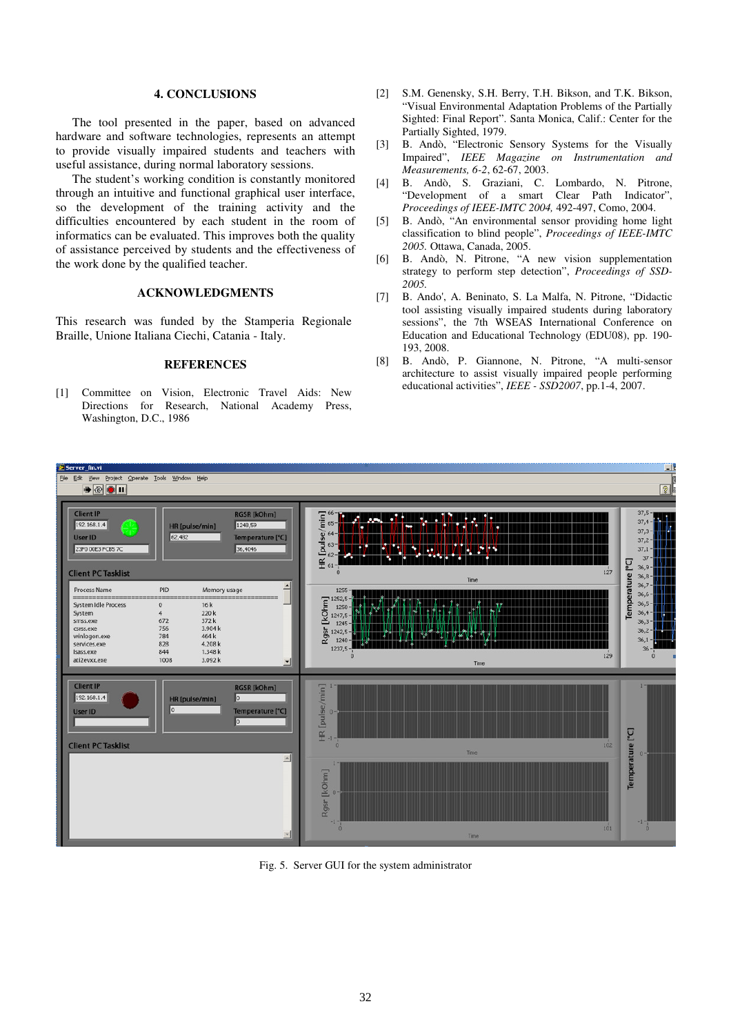## 4. CONCLUSIONS

The tool presented in the paper, based on advanced hardware and software technologies, represents an attempt to provide visually impaired students and teachers with useful assistance, during normal laboratory sessions.

The student's working condition is constantly monitored through an intuitive and functional graphical user interface, so the development of the training activity and the difficulties encountered by each student in the room of informatics can be evaluated. This improves both the quality of assistance perceived by students and the effectiveness of the work done by the qualified teacher.

## ACKNOWLEDGMENTS

This research was funded by the Stamperia Regionale Braille, Unione Italiana Ciechi, Catania - Italy.

## REFERENCES

[1] Committee on Vision, Electronic Travel Aids: New Directions for Research, National Academy Press, Washington, D.C., 1986

[2] S.M. Genensky, S.H. Berry, T.H. Bikson, and T.K. Bikson, "Visual Environmental Adaptation Problems of the Partially Sighted: Final Report". Santa Monica, Calif.: Center for the Partially Sighted, 1979.

[3] B. Andò, "Electronic Sensory Systems for the Visually Impaired", *IEEE Magazine on Instrumentation and Measurements, 6-2*, 62-67, 2003.

[4] B. Andò, S. Graziani, C. Lombardo, N. Pitrone, "Development of a smart Clear Path Indicator", *Proceedings of IEEE-IMTC 2004,* 492-497, Como, 2004.

[5] B. Andò, "An environmental sensor providing home light classification to blind people", *Proceedings of IEEE-IMTC 2005.* Ottawa, Canada, 2005.

[6] B. Andò, N. Pitrone, "A new vision supplementation strategy to perform step detection", *Proceedings of SSD-2005.*

[7] B. Ando', A. Beninato, S. La Malfa, N. Pitrone, "Didactic tool assisting visually impaired students during laboratory sessions", the 7th WSEAS International Conference on Education and Educational Technology (EDU08), pp. 190-193, 2008.

[8] B. Andò, P. Giannone, N. Pitrone, "A multi-sensor architecture to assist visually impaired people performing educational activities", *IEEE - SSD2007*, pp.1-4, 2007.

Fig. 5. Server GUI for the system administrator